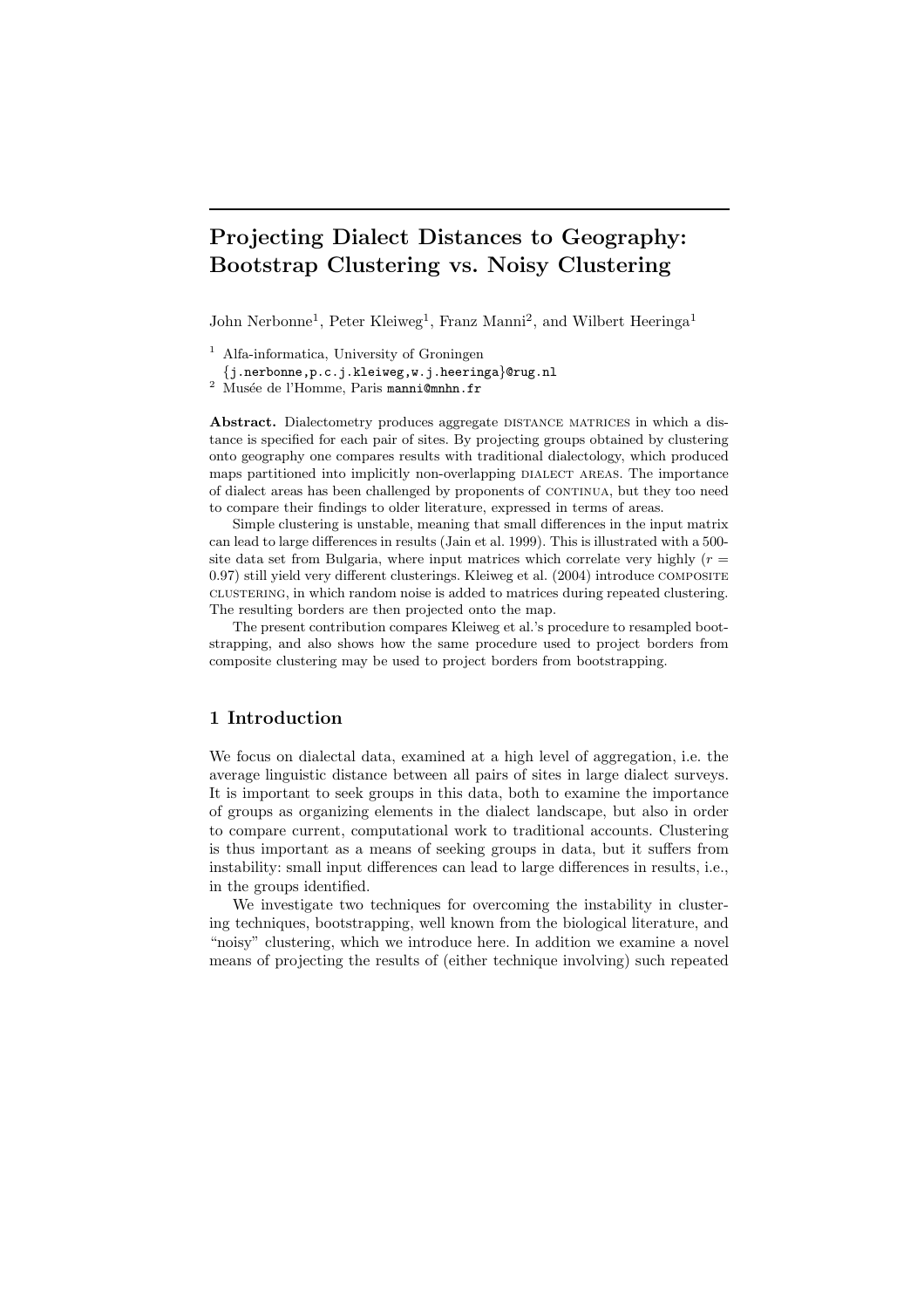# Projecting Dialect Distances to Geography: Bootstrap Clustering vs. Noisy Clustering

John Nerbonne[1], Peter Kleiweg[1], Franz Manni[2], and Wilbert Heeringa[1]

[1] Alfa-informatica, University of Groningen
{j.nerbonne,p.c.j.kleiweg,w.j.heeringa}@rug.nl
[2] Musée de l'Homme, Paris manni@mnhn.fr

**Abstract.** Dialectometry produces aggregate DISTANCE MATRICES in which a distance is specified for each pair of sites. By projecting groups obtained by clustering onto geography one compares results with traditional dialectology, which produced maps partitioned into implicitly non-overlapping DIALECT AREAS. The importance of dialect areas has been challenged by proponents of CONTINUA, but they too need to compare their findings to older literature, expressed in terms of areas.

Simple clustering is unstable, meaning that small differences in the input matrix can lead to large differences in results (Jain et al. 1999). This is illustrated with a 500-site data set from Bulgaria, where input matrices which correlate very highly ($r = 0.97$) still yield very different clusterings. Kleiweg et al. (2004) introduce COMPOSITE CLUSTERING, in which random noise is added to matrices during repeated clustering. The resulting borders are then projected onto the map.

The present contribution compares Kleiweg et al.'s procedure to resampled bootstrapping, and also shows how the same procedure used to project borders from composite clustering may be used to project borders from bootstrapping.

## 1 Introduction

We focus on dialectal data, examined at a high level of aggregation, i.e. the average linguistic distance between all pairs of sites in large dialect surveys. It is important to seek groups in this data, both to examine the importance of groups as organizing elements in the dialect landscape, but also in order to compare current, computational work to traditional accounts. Clustering is thus important as a means of seeking groups in data, but it suffers from instability: small input differences can lead to large differences in results, i.e., in the groups identified.

We investigate two techniques for overcoming the instability in clustering techniques, bootstrapping, well known from the biological literature, and "noisy" clustering, which we introduce here. In addition we examine a novel means of projecting the results of (either technique involving) such repeated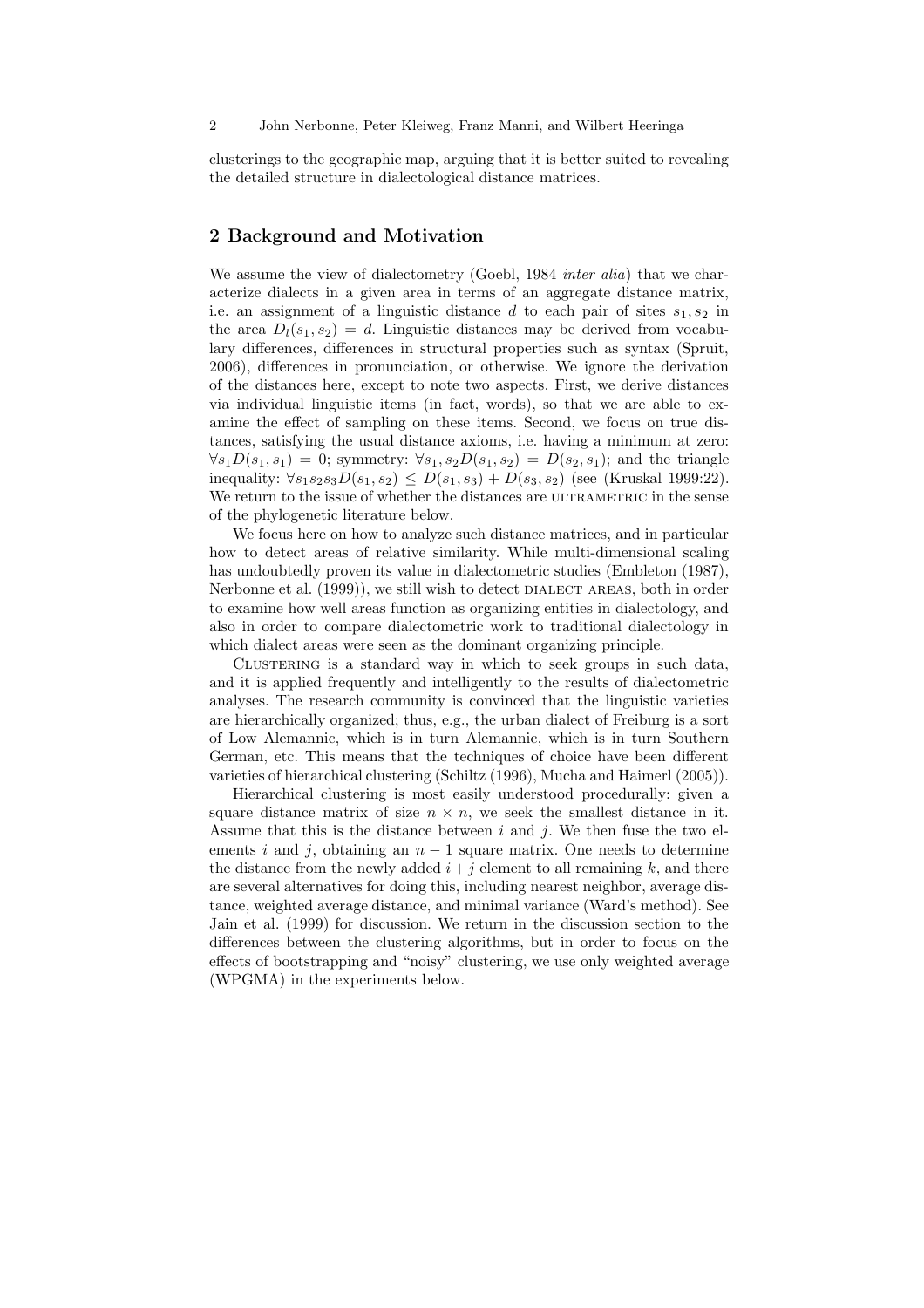clusterings to the geographic map, arguing that it is better suited to revealing the detailed structure in dialectological distance matrices.

## 2 Background and Motivation

We assume the view of dialectometry (Goebl, 1984 *inter alia*) that we characterize dialects in a given area in terms of an aggregate distance matrix, i.e. an assignment of a linguistic distance $d$ to each pair of sites $s_1, s_2$ in the area $D_l(s_1, s_2) = d$. Linguistic distances may be derived from vocabulary differences, differences in structural properties such as syntax (Spruit, 2006), differences in pronunciation, or otherwise. We ignore the derivation of the distances here, except to note two aspects. First, we derive distances via individual linguistic items (in fact, words), so that we are able to examine the effect of sampling on these items. Second, we focus on true distances, satisfying the usual distance axioms, i.e. having a minimum at zero: $\forall s_1 D(s_1, s_1) = 0$; symmetry: $\forall s_1, s_2 D(s_1, s_2) = D(s_2, s_1)$; and the triangle inequality: $\forall s_1 s_2 s_3 D(s_1, s_2) \leq D(s_1, s_3) + D(s_3, s_2)$ (see (Kruskal 1999:22). We return to the issue of whether the distances are ULTRAMETRIC in the sense of the phylogenetic literature below.

We focus here on how to analyze such distance matrices, and in particular how to detect areas of relative similarity. While multi-dimensional scaling has undoubtedly proven its value in dialectometric studies (Embleton (1987), Nerbonne et al. (1999)), we still wish to detect DIALECT AREAS, both in order to examine how well areas function as organizing entities in dialectology, and also in order to compare dialectometric work to traditional dialectology in which dialect areas were seen as the dominant organizing principle.

CLUSTERING is a standard way in which to seek groups in such data, and it is applied frequently and intelligently to the results of dialectometric analyses. The research community is convinced that the linguistic varieties are hierarchically organized; thus, e.g., the urban dialect of Freiburg is a sort of Low Alemannic, which is in turn Alemannic, which is in turn Southern German, etc. This means that the techniques of choice have been different varieties of hierarchical clustering (Schiltz (1996), Mucha and Haimerl (2005)).

Hierarchical clustering is most easily understood procedurally: given a square distance matrix of size $n \times n$, we seek the smallest distance in it. Assume that this is the distance between $i$ and $j$. We then fuse the two elements $i$ and $j$, obtaining an $n - 1$ square matrix. One needs to determine the distance from the newly added $i + j$ element to all remaining $k$, and there are several alternatives for doing this, including nearest neighbor, average distance, weighted average distance, and minimal variance (Ward's method). See Jain et al. (1999) for discussion. We return in the discussion section to the differences between the clustering algorithms, but in order to focus on the effects of bootstrapping and "noisy" clustering, we use only weighted average (WPGMA) in the experiments below.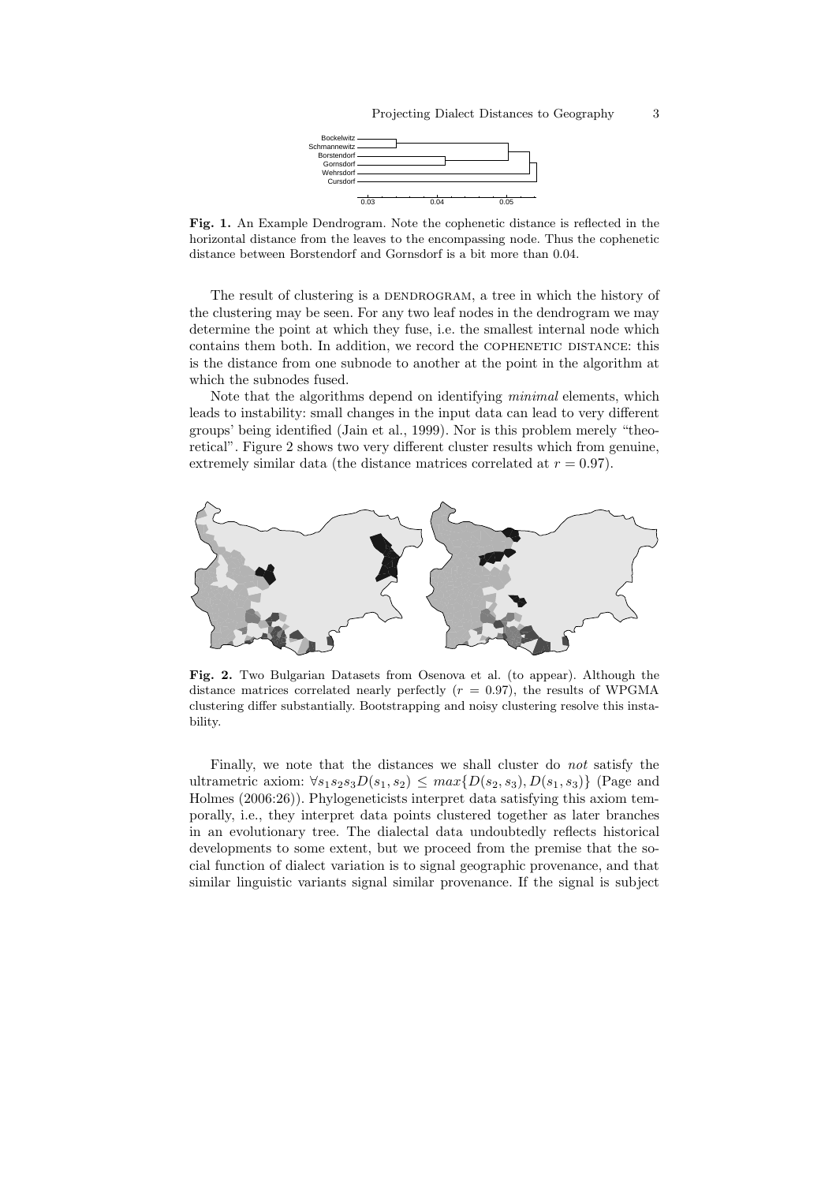**Fig. 1.** An Example Dendrogram. Note the cophenetic distance is reflected in the horizontal distance from the leaves to the encompassing node. Thus the cophenetic distance between Borstendorf and Gornsdorf is a bit more than 0.04.

The result of clustering is a DENDROGRAM, a tree in which the history of the clustering may be seen. For any two leaf nodes in the dendrogram we may determine the point at which they fuse, i.e. the smallest internal node which contains them both. In addition, we record the COPHENETIC DISTANCE: this is the distance from one subnode to another at the point in the algorithm at which the subnodes fused.

Note that the algorithms depend on identifying *minimal* elements, which leads to instability: small changes in the input data can lead to very different groups' being identified (Jain et al., 1999). Nor is this problem merely "theoretical". Figure 2 shows two very different cluster results which from genuine, extremely similar data (the distance matrices correlated at $r = 0.97$).

**Fig. 2.** Two Bulgarian Datasets from Osenova et al. (to appear). Although the distance matrices correlated nearly perfectly ($r = 0.97$), the results of WPGMA clustering differ substantially. Bootstrapping and noisy clustering resolve this instability.

Finally, we note that the distances we shall cluster do *not* satisfy the ultrametric axiom: $\forall s_1 s_2 s_3 D(s_1, s_2) \leq max\{D(s_2, s_3), D(s_1, s_3)\}$ (Page and Holmes (2006:26)). Phylogeneticists interpret data satisfying this axiom temporally, i.e., they interpret data points clustered together as later branches in an evolutionary tree. The dialectal data undoubtedly reflects historical developments to some extent, but we proceed from the premise that the social function of dialect variation is to signal geographic provenance, and that similar linguistic variants signal similar provenance. If the signal is subject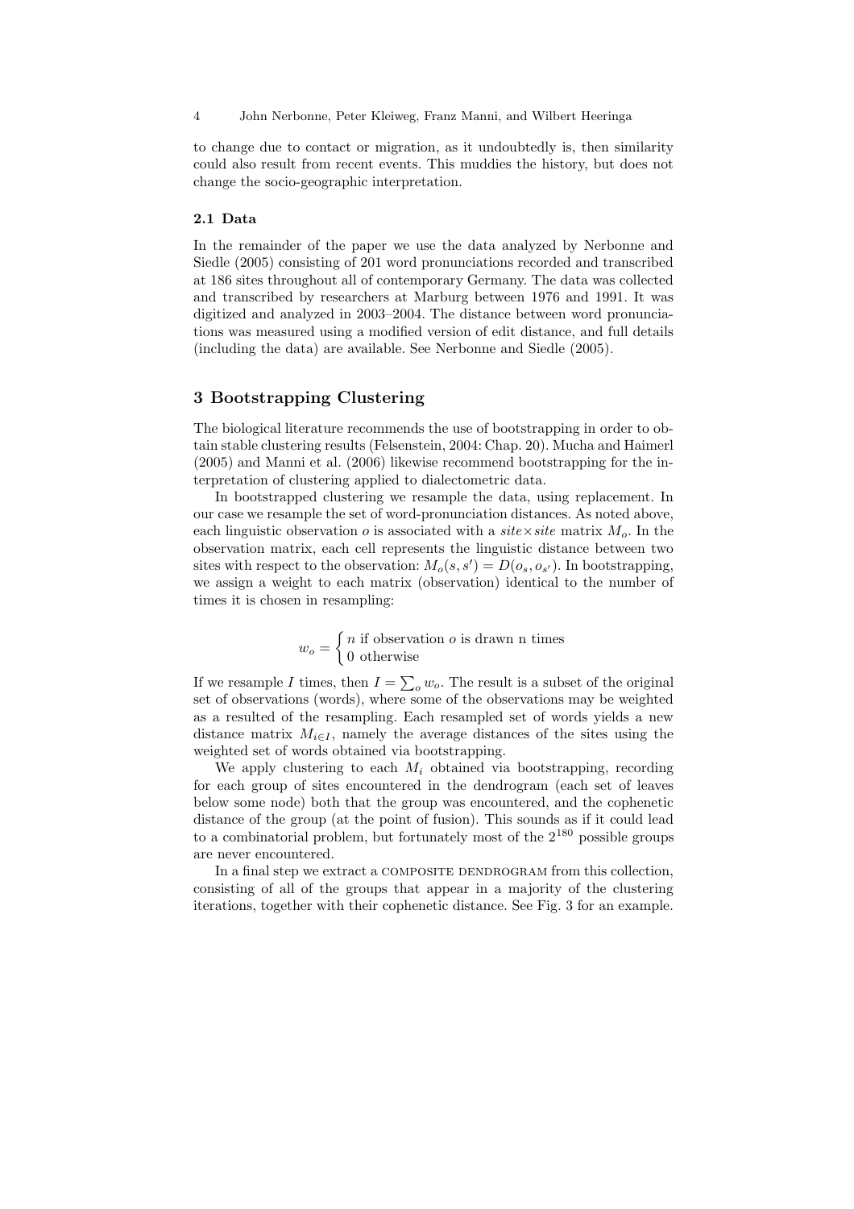to change due to contact or migration, as it undoubtedly is, then similarity could also result from recent events. This muddies the history, but does not change the socio-geographic interpretation.

### 2.1 Data

In the remainder of the paper we use the data analyzed by Nerbonne and Siedle (2005) consisting of 201 word pronunciations recorded and transcribed at 186 sites throughout all of contemporary Germany. The data was collected and transcribed by researchers at Marburg between 1976 and 1991. It was digitized and analyzed in 2003–2004. The distance between word pronunciations was measured using a modified version of edit distance, and full details (including the data) are available. See Nerbonne and Siedle (2005).

## 3 Bootstrapping Clustering

The biological literature recommends the use of bootstrapping in order to obtain stable clustering results (Felsenstein, 2004: Chap. 20). Mucha and Haimerl (2005) and Manni et al. (2006) likewise recommend bootstrapping for the interpretation of clustering applied to dialectometric data.

In bootstrapped clustering we resample the data, using replacement. In our case we resample the set of word-pronunciation distances. As noted above, each linguistic observation $o$ is associated with a *site*$\times$*site* matrix $M_o$. In the observation matrix, each cell represents the linguistic distance between two sites with respect to the observation: $M_o(s,s') = D(o_s, o_{s'})$. In bootstrapping, we assign a weight to each matrix (observation) identical to the number of times it is chosen in resampling:

$$w_o = \begin{cases} n \text{ if observation } o \text{ is drawn n times} \\ 0 \text{ otherwise} \end{cases}$$

If we resample $I$ times, then $I = \sum_o w_o$. The result is a subset of the original set of observations (words), where some of the observations may be weighted as a resulted of the resampling. Each resampled set of words yields a new distance matrix $M_{i \in I}$, namely the average distances of the sites using the weighted set of words obtained via bootstrapping.

We apply clustering to each $M_i$ obtained via bootstrapping, recording for each group of sites encountered in the dendrogram (each set of leaves below some node) both that the group was encountered, and the cophenetic distance of the group (at the point of fusion). This sounds as if it could lead to a combinatorial problem, but fortunately most of the $2^{180}$ possible groups are never encountered.

In a final step we extract a COMPOSITE DENDROGRAM from this collection, consisting of all of the groups that appear in a majority of the clustering iterations, together with their cophenetic distance. See Fig. 3 for an example.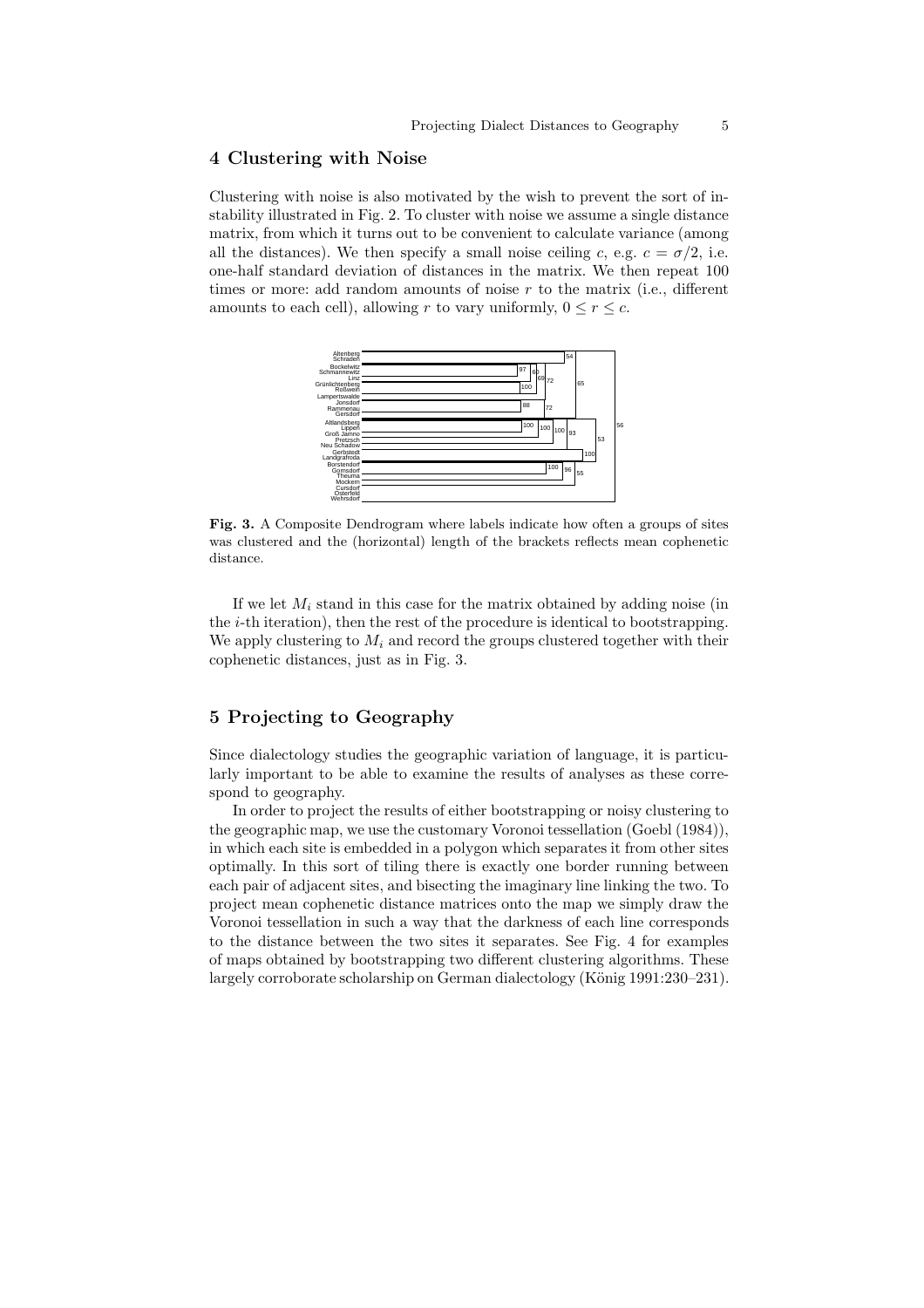## 4 Clustering with Noise

Clustering with noise is also motivated by the wish to prevent the sort of instability illustrated in Fig. 2. To cluster with noise we assume a single distance matrix, from which it turns out to be convenient to calculate variance (among all the distances). We then specify a small noise ceiling $c$, e.g. $c = \sigma/2$, i.e. one-half standard deviation of distances in the matrix. We then repeat 100 times or more: add random amounts of noise $r$ to the matrix (i.e., different amounts to each cell), allowing $r$ to vary uniformly, $0 \leq r \leq c$.

**Fig. 3.** A Composite Dendrogram where labels indicate how often a groups of sites was clustered and the (horizontal) length of the brackets reflects mean cophenetic distance.

If we let $M_i$ stand in this case for the matrix obtained by adding noise (in the $i$-th iteration), then the rest of the procedure is identical to bootstrapping. We apply clustering to $M_i$ and record the groups clustered together with their cophenetic distances, just as in Fig. 3.

## 5 Projecting to Geography

Since dialectology studies the geographic variation of language, it is particularly important to be able to examine the results of analyses as these correspond to geography.

In order to project the results of either bootstrapping or noisy clustering to the geographic map, we use the customary Voronoi tessellation (Goebl (1984)), in which each site is embedded in a polygon which separates it from other sites optimally. In this sort of tiling there is exactly one border running between each pair of adjacent sites, and bisecting the imaginary line linking the two. To project mean cophenetic distance matrices onto the map we simply draw the Voronoi tessellation in such a way that the darkness of each line corresponds to the distance between the two sites it separates. See Fig. 4 for examples of maps obtained by bootstrapping two different clustering algorithms. These largely corroborate scholarship on German dialectology (König 1991:230–231).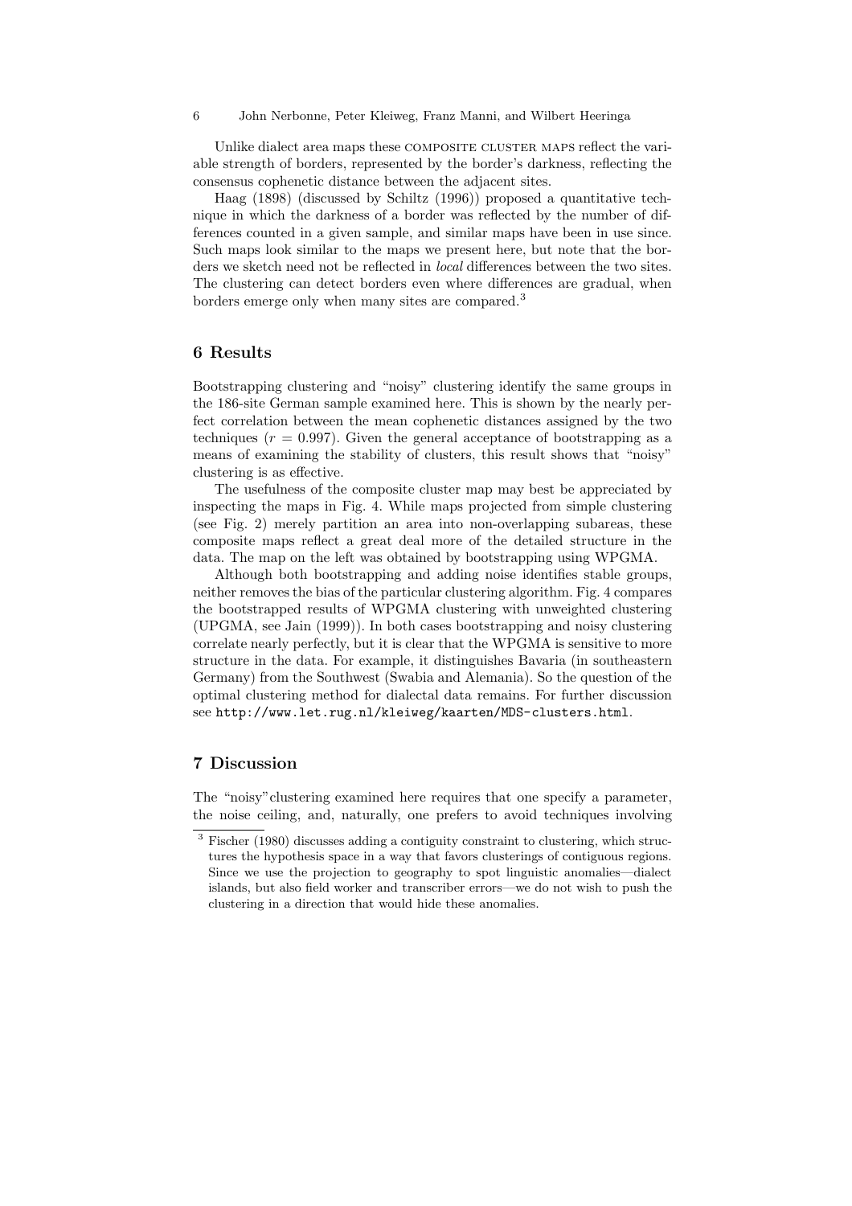Unlike dialect area maps these COMPOSITE CLUSTER MAPS reflect the variable strength of borders, represented by the border's darkness, reflecting the consensus cophenetic distance between the adjacent sites.

Haag (1898) (discussed by Schiltz (1996)) proposed a quantitative technique in which the darkness of a border was reflected by the number of differences counted in a given sample, and similar maps have been in use since. Such maps look similar to the maps we present here, but note that the borders we sketch need not be reflected in *local* differences between the two sites. The clustering can detect borders even where differences are gradual, when borders emerge only when many sites are compared.[3]

## 6 Results

Bootstrapping clustering and "noisy" clustering identify the same groups in the 186-site German sample examined here. This is shown by the nearly perfect correlation between the mean cophenetic distances assigned by the two techniques ($r = 0.997$). Given the general acceptance of bootstrapping as a means of examining the stability of clusters, this result shows that "noisy" clustering is as effective.

The usefulness of the composite cluster map may best be appreciated by inspecting the maps in Fig. 4. While maps projected from simple clustering (see Fig. 2) merely partition an area into non-overlapping subareas, these composite maps reflect a great deal more of the detailed structure in the data. The map on the left was obtained by bootstrapping using WPGMA.

Although both bootstrapping and adding noise identifies stable groups, neither removes the bias of the particular clustering algorithm. Fig. 4 compares the bootstrapped results of WPGMA clustering with unweighted clustering (UPGMA, see Jain (1999)). In both cases bootstrapping and noisy clustering correlate nearly perfectly, but it is clear that the WPGMA is sensitive to more structure in the data. For example, it distinguishes Bavaria (in southeastern Germany) from the Southwest (Swabia and Alemania). So the question of the optimal clustering method for dialectal data remains. For further discussion see `http://www.let.rug.nl/kleiweg/kaarten/MDS-clusters.html`.

## 7 Discussion

The "noisy" clustering examined here requires that one specify a parameter, the noise ceiling, and, naturally, one prefers to avoid techniques involving

[3] Fischer (1980) discusses adding a contiguity constraint to clustering, which structures the hypothesis space in a way that favors clusterings of contiguous regions. Since we use the projection to geography to spot linguistic anomalies—dialect islands, but also field worker and transcriber errors—we do not wish to push the clustering in a direction that would hide these anomalies.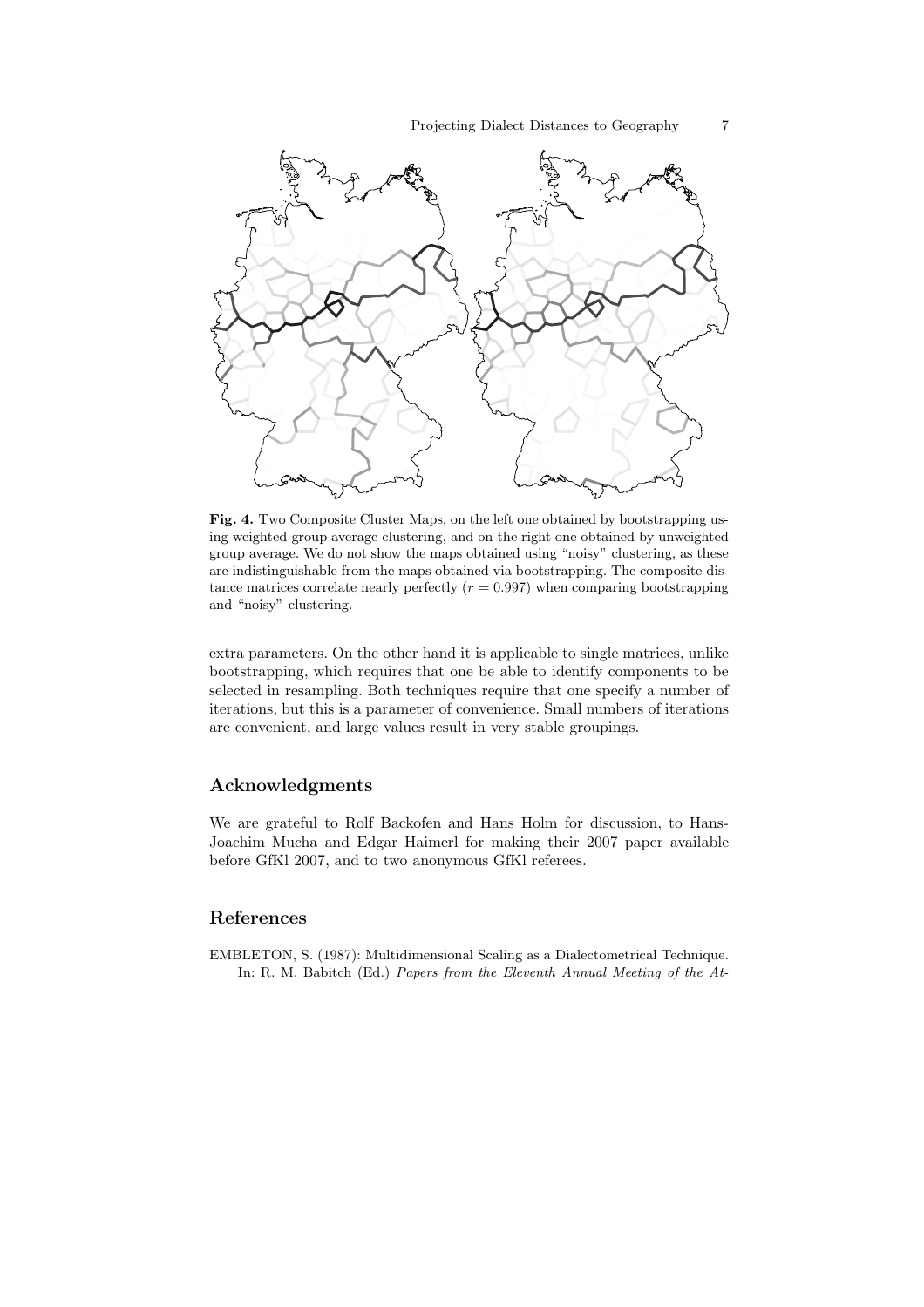**Fig. 4.** Two Composite Cluster Maps, on the left one obtained by bootstrapping using weighted group average clustering, and on the right one obtained by unweighted group average. We do not show the maps obtained using "noisy" clustering, as these are indistinguishable from the maps obtained via bootstrapping. The composite distance matrices correlate nearly perfectly ($r = 0.997$) when comparing bootstrapping and "noisy" clustering.

extra parameters. On the other hand it is applicable to single matrices, unlike bootstrapping, which requires that one be able to identify components to be selected in resampling. Both techniques require that one specify a number of iterations, but this is a parameter of convenience. Small numbers of iterations are convenient, and large values result in very stable groupings.

## Acknowledgments

We are grateful to Rolf Backofen and Hans Holm for discussion, to Hans-Joachim Mucha and Edgar Haimerl for making their 2007 paper available before GfKl 2007, and to two anonymous GfKl referees.

## References

EMBLETON, S. (1987): Multidimensional Scaling as a Dialectometrical Technique. In: R. M. Babitch (Ed.) *Papers from the Eleventh Annual Meeting of the At-*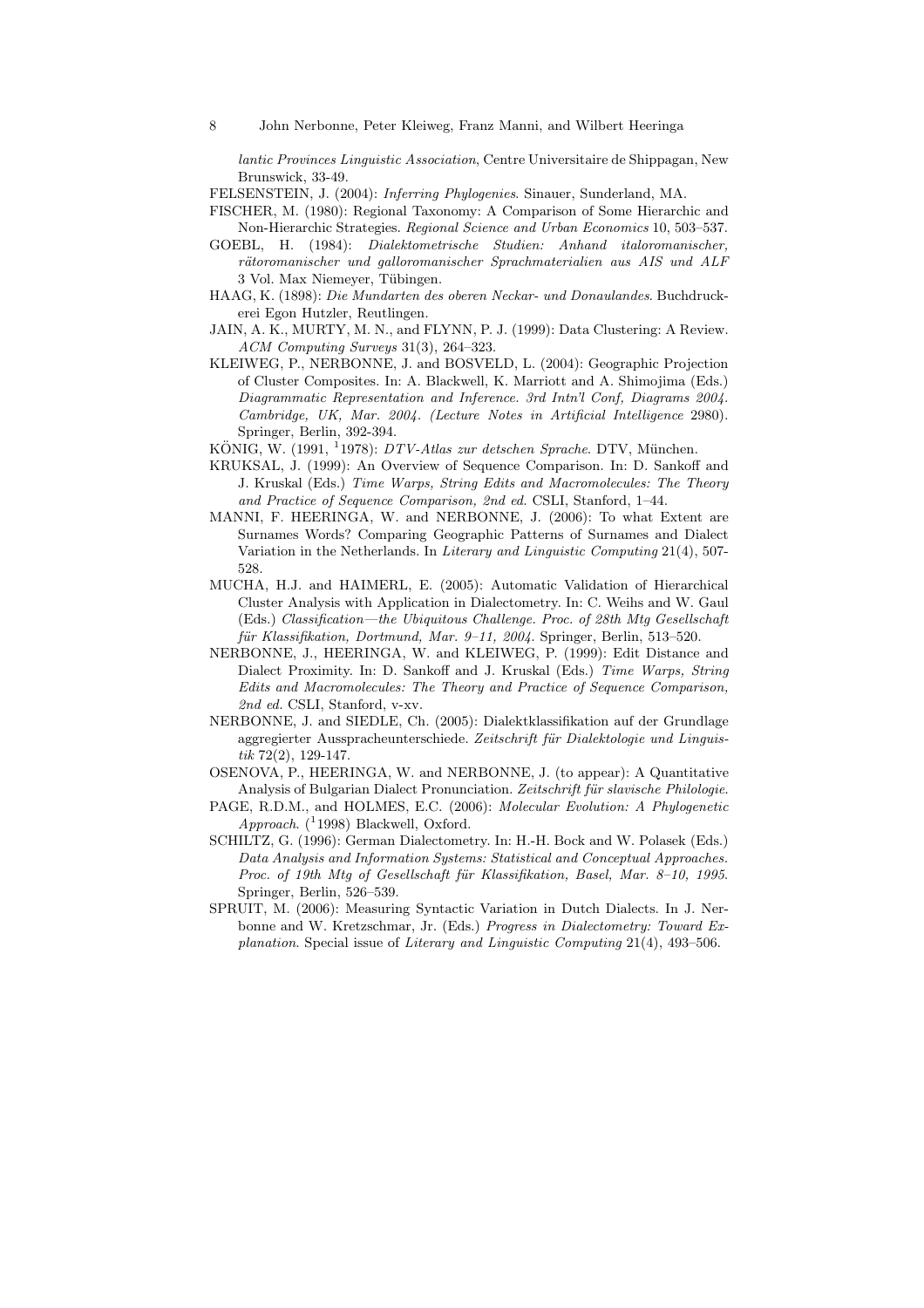*lantic Provinces Linguistic Association*, Centre Universitaire de Shippagan, New Brunswick, 33-49.

FELSENSTEIN, J. (2004): *Inferring Phylogenies*. Sinauer, Sunderland, MA.

FISCHER, M. (1980): Regional Taxonomy: A Comparison of Some Hierarchic and Non-Hierarchic Strategies. *Regional Science and Urban Economics* 10, 503–537.

GOEBL, H. (1984): *Dialektometrische Studien: Anhand italoromanischer, rätoromanischer und galloromanischer Sprachmaterialien aus AIS und ALF* 3 Vol. Max Niemeyer, Tübingen.

HAAG, K. (1898): *Die Mundarten des oberen Neckar- und Donaulandes*. Buchdruckerei Egon Hutzler, Reutlingen.

JAIN, A. K., MURTY, M. N., and FLYNN, P. J. (1999): Data Clustering: A Review. *ACM Computing Surveys* 31(3), 264–323.

KLEIWEG, P., NERBONNE, J. and BOSVELD, L. (2004): Geographic Projection of Cluster Composites. In: A. Blackwell, K. Marriott and A. Shimojima (Eds.) *Diagrammatic Representation and Inference. 3rd Intn'l Conf, Diagrams 2004. Cambridge, UK, Mar. 2004. (Lecture Notes in Artificial Intelligence* 2980). Springer, Berlin, 392-394.

KÖNIG, W. (1991, [1]1978): *DTV-Atlas zur detschen Sprache*. DTV, München.

KRUKSAL, J. (1999): An Overview of Sequence Comparison. In: D. Sankoff and J. Kruskal (Eds.) *Time Warps, String Edits and Macromolecules: The Theory and Practice of Sequence Comparison, 2nd ed.* CSLI, Stanford, 1–44.

MANNI, F. HEERINGA, W. and NERBONNE, J. (2006): To what Extent are Surnames Words? Comparing Geographic Patterns of Surnames and Dialect Variation in the Netherlands. In *Literary and Linguistic Computing* 21(4), 507-528.

MUCHA, H.J. and HAIMERL, E. (2005): Automatic Validation of Hierarchical Cluster Analysis with Application in Dialectometry. In: C. Weihs and W. Gaul (Eds.) *Classification—the Ubiquitous Challenge. Proc. of 28th Mtg Gesellschaft für Klassifikation, Dortmund, Mar. 9–11, 2004*. Springer, Berlin, 513–520.

NERBONNE, J., HEERINGA, W. and KLEIWEG, P. (1999): Edit Distance and Dialect Proximity. In: D. Sankoff and J. Kruskal (Eds.) *Time Warps, String Edits and Macromolecules: The Theory and Practice of Sequence Comparison, 2nd ed.* CSLI, Stanford, v-xv.

NERBONNE, J. and SIEDLE, Ch. (2005): Dialektklassifikation auf der Grundlage aggregierter Ausspracheunterschiede. *Zeitschrift für Dialektologie und Linguistik* 72(2), 129-147.

OSENOVA, P., HEERINGA, W. and NERBONNE, J. (to appear): A Quantitative Analysis of Bulgarian Dialect Pronunciation. *Zeitschrift für slavische Philologie*.

PAGE, R.D.M., and HOLMES, E.C. (2006): *Molecular Evolution: A Phylogenetic Approach*. ([1]1998) Blackwell, Oxford.

SCHILTZ, G. (1996): German Dialectometry. In: H.-H. Bock and W. Polasek (Eds.) *Data Analysis and Information Systems: Statistical and Conceptual Approaches. Proc. of 19th Mtg of Gesellschaft für Klassifikation, Basel, Mar. 8–10, 1995.* Springer, Berlin, 526–539.

SPRUIT, M. (2006): Measuring Syntactic Variation in Dutch Dialects. In J. Nerbonne and W. Kretzschmar, Jr. (Eds.) *Progress in Dialectometry: Toward Explanation*. Special issue of *Literary and Linguistic Computing* 21(4), 493–506.